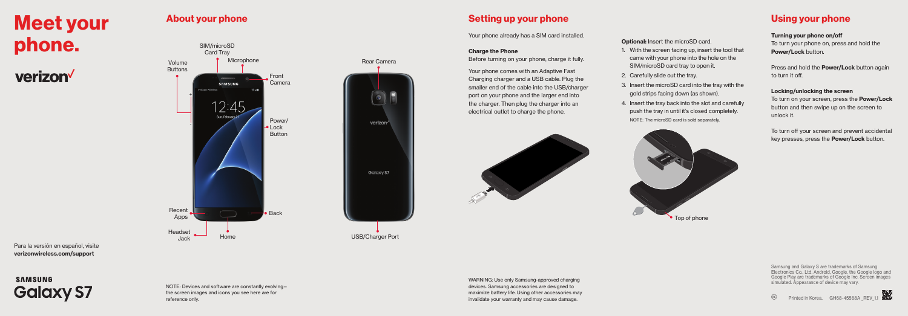# Meet your phone.

verizon✓

Para la versión en español, visite **verizonwireless.com/support**

SAMSUNG Galaxy S7

## About your phone

SIM/microSD Card Tray

Microphone

Volume Buttons

Front Camera

Power/ Lock Button

Recent Apps

Back

Headset Jack

Home

Rear Camera

USB/Charger Port

NOTE: Devices and software are constantly evolving— the screen images and icons you see here are for reference only.

## Setting up your phone

Your phone already has a SIM card installed.

**Charge the Phone**

Before turning on your phone, charge it fully.

Your phone comes with an Adaptive Fast Charging charger and a USB cable. Plug the smaller end of the cable into the USB/charger port on your phone and the larger end into the charger. Then plug the charger into an electrical outlet to charge the phone.

**Optional:** Insert the microSD card.

1. With the screen facing up, insert the tool that came with your phone into the hole on the SIM/microSD card tray to open it.
2. Carefully slide out the tray.
3. Insert the microSD card into the tray with the gold strips facing down (as shown).
4. Insert the tray back into the slot and carefully push the tray in until it's closed completely.

NOTE: The microSD card is sold separately.

Top of phone

WARNING: Use only Samsung-approved charging devices. Samsung accessories are designed to maximize battery life. Using other accessories may invalidate your warranty and may cause damage.

## Using your phone

**Turning your phone on/off**

To turn your phone on, press and hold the **Power/Lock** button.

Press and hold the **Power/Lock** button again to turn it off.

**Locking/unlocking the screen**

To turn on your screen, press the **Power/Lock** button and then swipe up on the screen to unlock it.

To turn off your screen and prevent accidental key presses, press the **Power/Lock** button.

Samsung and Galaxy S are trademarks of Samsung Electronics Co., Ltd. Android, Google, the Google logo and Google Play are trademarks of Google Inc. Screen images simulated. Appearance of device may vary.

Printed in Korea. GH68-45568A_REV_1.1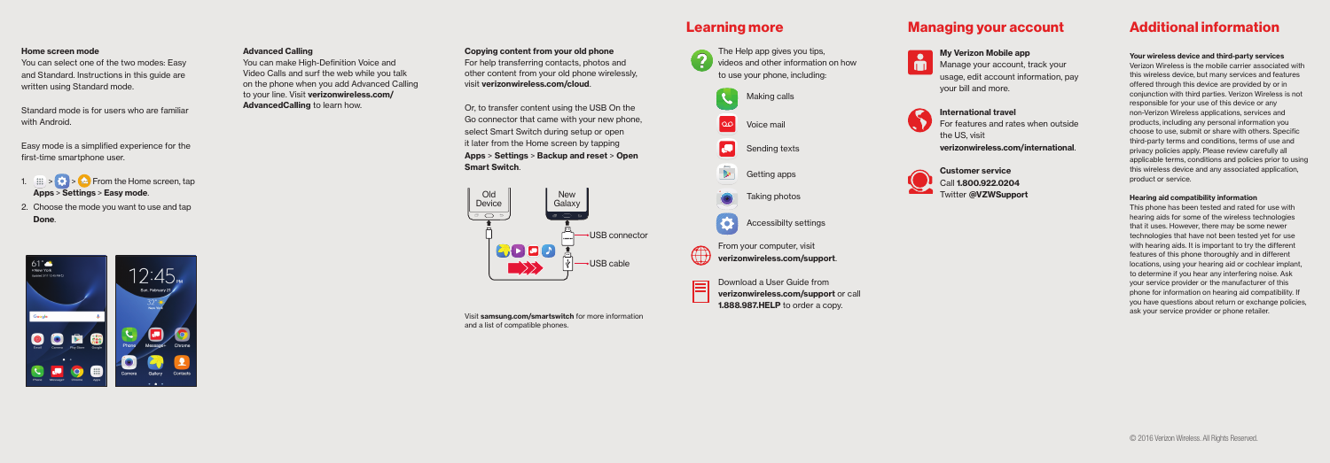**Home screen mode**

You can select one of the two modes: Easy and Standard. Instructions in this guide are written using Standard mode.

Standard mode is for users who are familiar with Android.

Easy mode is a simplified experience for the first-time smartphone user.

1. From the Home screen, tap **Apps** > **Settings** > **Easy mode**.
2. Choose the mode you want to use and tap **Done**.

**Advanced Calling**

You can make High-Definition Voice and Video Calls and surf the web while you talk on the phone when you add Advanced Calling to your line. Visit **verizonwireless.com/AdvancedCalling** to learn how.

**Copying content from your old phone**

For help transferring contacts, photos and other content from your old phone wirelessly, visit **verizonwireless.com/cloud**.

Or, to transfer content using the USB On the Go connector that came with your new phone, select Smart Switch during setup or open it later from the Home screen by tapping **Apps** > **Settings** > **Backup and reset** > **Open Smart Switch**.

Old Device

New Galaxy

USB connector

USB cable

Visit **samsung.com/smartswitch** for more information and a list of compatible phones.

## Learning more

The Help app gives you tips, videos and other information on how to use your phone, including:

- Making calls
- Voice mail
- Sending texts
- Getting apps
- Taking photos
- Accessibilty settings

From your computer, visit **verizonwireless.com/support**.

Download a User Guide from **verizonwireless.com/support** or call **1.888.987.HELP** to order a copy.

## Managing your account

**My Verizon Mobile app**

Manage your account, track your usage, edit account information, pay your bill and more.

**International travel**

For features and rates when outside the US, visit **verizonwireless.com/international**.

**Customer service**

Call **1.800.922.0204**
Twitter **@VZWSupport**

## Additional information

**Your wireless device and third-party services**

Verizon Wireless is the mobile carrier associated with this wireless device, but many services and features offered through this device are provided by or in conjunction with third parties. Verizon Wireless is not responsible for your use of this device or any non-Verizon Wireless applications, services and products, including any personal information you choose to use, submit or share with others. Specific third-party terms and conditions, terms of use and privacy policies apply. Please review carefully all applicable terms, conditions and policies prior to using this wireless device and any associated application, product or service.

**Hearing aid compatibility information**

This phone has been tested and rated for use with hearing aids for some of the wireless technologies that it uses. However, there may be some newer technologies that have not been tested yet for use with hearing aids. It is important to try the different features of this phone thoroughly and in different locations, using your hearing aid or cochlear implant, to determine if you hear any interfering noise. Ask your service provider or the manufacturer of this phone for information on hearing aid compatibility. If you have questions about return or exchange policies, ask your service provider or phone retailer.

© 2016 Verizon Wireless. All Rights Reserved.